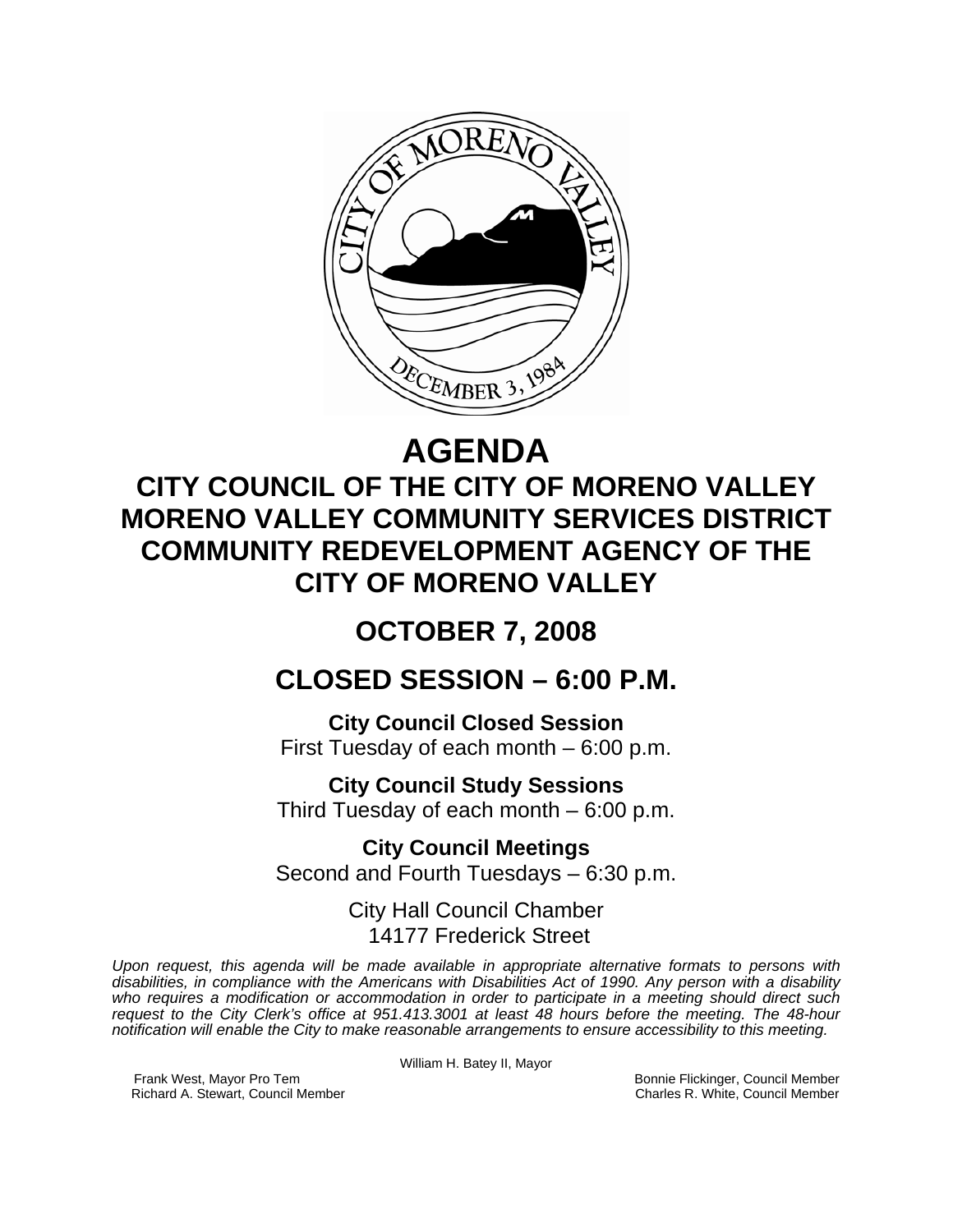# AGENDA

## CITY COUNCIL OF THE CITY OF MORENO VALLEY
## MORENO VALLEY COMMUNITY SERVICES DISTRICT
## COMMUNITY REDEVELOPMENT AGENCY OF THE CITY OF MORENO VALLEY

## OCTOBER 7, 2008

## CLOSED SESSION – 6:00 P.M.

**City Council Closed Session**
First Tuesday of each month – 6:00 p.m.

**City Council Study Sessions**
Third Tuesday of each month – 6:00 p.m.

**City Council Meetings**
Second and Fourth Tuesdays – 6:30 p.m.

City Hall Council Chamber
14177 Frederick Street

*Upon request, this agenda will be made available in appropriate alternative formats to persons with disabilities, in compliance with the Americans with Disabilities Act of 1990. Any person with a disability who requires a modification or accommodation in order to participate in a meeting should direct such request to the City Clerk's office at 951.413.3001 at least 48 hours before the meeting. The 48-hour notification will enable the City to make reasonable arrangements to ensure accessibility to this meeting.*

William H. Batey II, Mayor

Frank West, Mayor Pro Tem
Richard A. Stewart, Council Member
Bonnie Flickinger, Council Member
Charles R. White, Council Member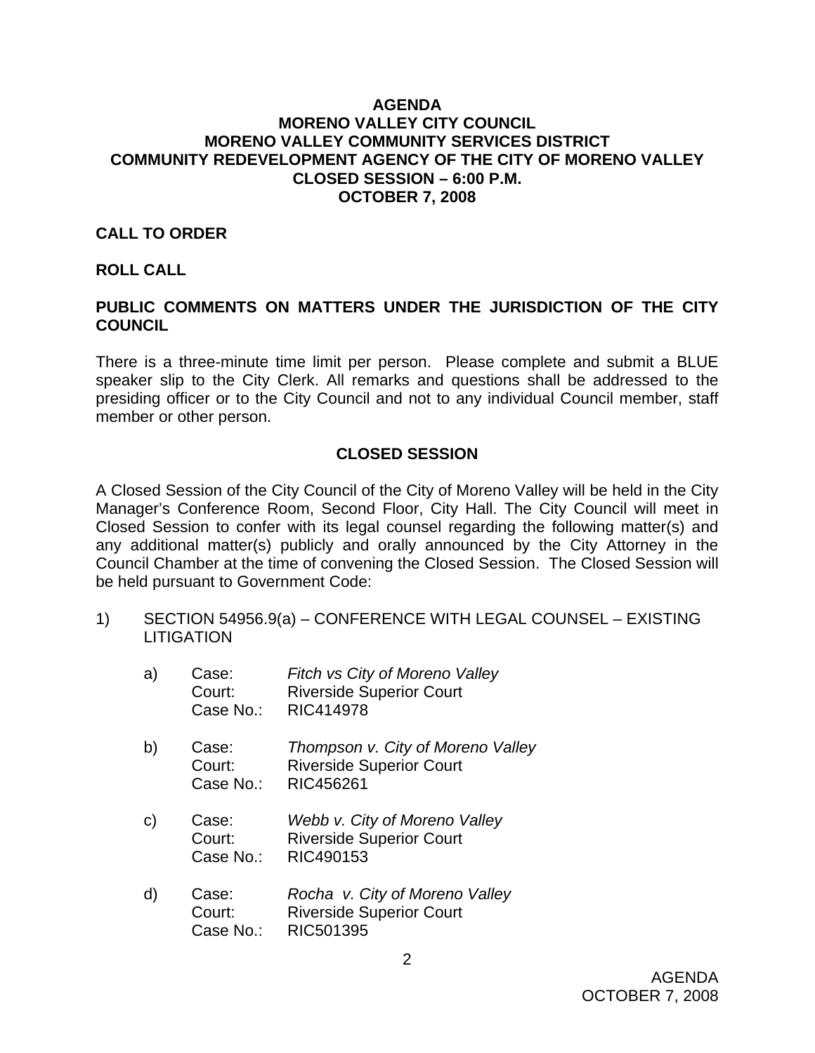# AGENDA
## MORENO VALLEY CITY COUNCIL
## MORENO VALLEY COMMUNITY SERVICES DISTRICT
## COMMUNITY REDEVELOPMENT AGENCY OF THE CITY OF MORENO VALLEY
## CLOSED SESSION – 6:00 P.M.
## OCTOBER 7, 2008

**CALL TO ORDER**

**ROLL CALL**

**PUBLIC COMMENTS ON MATTERS UNDER THE JURISDICTION OF THE CITY COUNCIL**

There is a three-minute time limit per person. Please complete and submit a BLUE speaker slip to the City Clerk. All remarks and questions shall be addressed to the presiding officer or to the City Council and not to any individual Council member, staff member or other person.

**CLOSED SESSION**

A Closed Session of the City Council of the City of Moreno Valley will be held in the City Manager's Conference Room, Second Floor, City Hall. The City Council will meet in Closed Session to confer with its legal counsel regarding the following matter(s) and any additional matter(s) publicly and orally announced by the City Attorney in the Council Chamber at the time of convening the Closed Session. The Closed Session will be held pursuant to Government Code:

1) SECTION 54956.9(a) – CONFERENCE WITH LEGAL COUNSEL – EXISTING LITIGATION

   a) Case: *Fitch vs City of Moreno Valley*
      Court: Riverside Superior Court
      Case No.: RIC414978

   b) Case: *Thompson v. City of Moreno Valley*
      Court: Riverside Superior Court
      Case No.: RIC456261

   c) Case: *Webb v. City of Moreno Valley*
      Court: Riverside Superior Court
      Case No.: RIC490153

   d) Case: *Rocha v. City of Moreno Valley*
      Court: Riverside Superior Court
      Case No.: RIC501395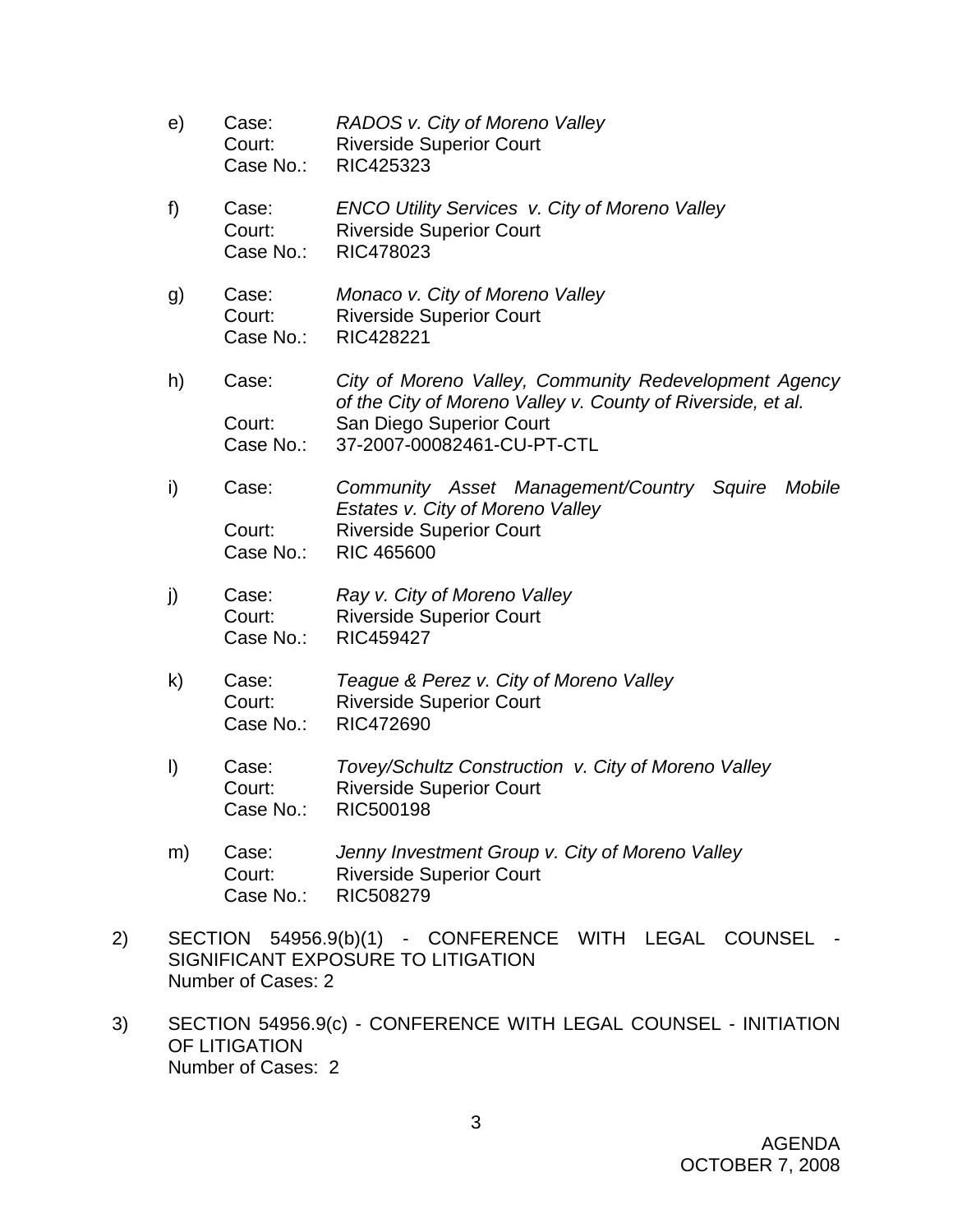e) Case: *RADOS v. City of Moreno Valley*
   Court: Riverside Superior Court
   Case No.: RIC425323

f) Case: *ENCO Utility Services v. City of Moreno Valley*
   Court: Riverside Superior Court
   Case No.: RIC478023

g) Case: *Monaco v. City of Moreno Valley*
   Court: Riverside Superior Court
   Case No.: RIC428221

h) Case: *City of Moreno Valley, Community Redevelopment Agency of the City of Moreno Valley v. County of Riverside, et al.*
   Court: San Diego Superior Court
   Case No.: 37-2007-00082461-CU-PT-CTL

i) Case: *Community Asset Management/Country Squire Mobile Estates v. City of Moreno Valley*
   Court: Riverside Superior Court
   Case No.: RIC 465600

j) Case: *Ray v. City of Moreno Valley*
   Court: Riverside Superior Court
   Case No.: RIC459427

k) Case: *Teague & Perez v. City of Moreno Valley*
   Court: Riverside Superior Court
   Case No.: RIC472690

l) Case: *Tovey/Schultz Construction v. City of Moreno Valley*
   Court: Riverside Superior Court
   Case No.: RIC500198

m) Case: *Jenny Investment Group v. City of Moreno Valley*
   Court: Riverside Superior Court
   Case No.: RIC508279

2) SECTION 54956.9(b)(1) - CONFERENCE WITH LEGAL COUNSEL - SIGNIFICANT EXPOSURE TO LITIGATION
   Number of Cases: 2

3) SECTION 54956.9(c) - CONFERENCE WITH LEGAL COUNSEL - INITIATION OF LITIGATION
   Number of Cases: 2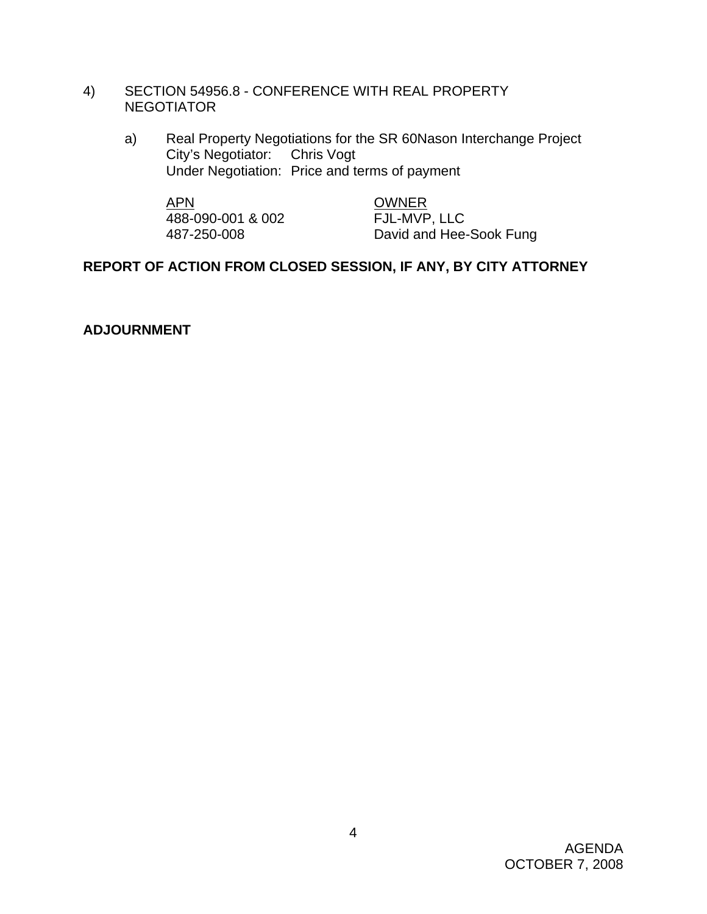4) SECTION 54956.8 - CONFERENCE WITH REAL PROPERTY NEGOTIATOR

a) Real Property Negotiations for the SR 60Nason Interchange Project
City's Negotiator: Chris Vogt
Under Negotiation: Price and terms of payment

| APN | OWNER |
|---|---|
| 488-090-001 & 002 | FJL-MVP, LLC |
| 487-250-008 | David and Hee-Sook Fung |

**REPORT OF ACTION FROM CLOSED SESSION, IF ANY, BY CITY ATTORNEY**

**ADJOURNMENT**